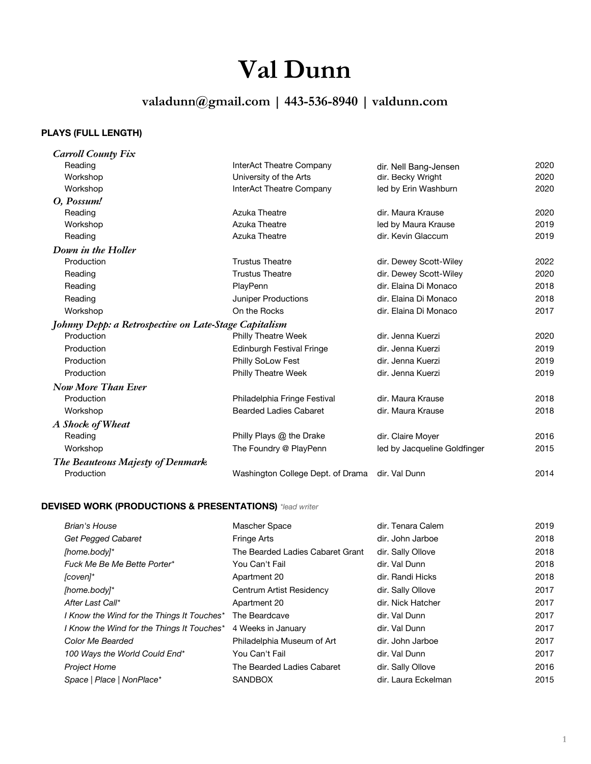# Val Dunn

**valadunn@gmail.com | 443-536-8940 | valdunn.com**

## PLAYS (FULL LENGTH)

| | | | |
|---|---|---|---|
| ***Carroll County Fix*** | | | |
| Reading | InterAct Theatre Company | dir. Nell Bang-Jensen | 2020 |
| Workshop | University of the Arts | dir. Becky Wright | 2020 |
| Workshop | InterAct Theatre Company | led by Erin Washburn | 2020 |
| ***O, Possum!*** | | | |
| Reading | Azuka Theatre | dir. Maura Krause | 2020 |
| Workshop | Azuka Theatre | led by Maura Krause | 2019 |
| Reading | Azuka Theatre | dir. Kevin Glaccum | 2019 |
| ***Down in the Holler*** | | | |
| Production | Trustus Theatre | dir. Dewey Scott-Wiley | 2022 |
| Reading | Trustus Theatre | dir. Dewey Scott-Wiley | 2020 |
| Reading | PlayPenn | dir. Elaina Di Monaco | 2018 |
| Reading | Juniper Productions | dir. Elaina Di Monaco | 2018 |
| Workshop | On the Rocks | dir. Elaina Di Monaco | 2017 |
| ***Johnny Depp: a Retrospective on Late-Stage Capitalism*** | | | |
| Production | Philly Theatre Week | dir. Jenna Kuerzi | 2020 |
| Production | Edinburgh Festival Fringe | dir. Jenna Kuerzi | 2019 |
| Production | Philly SoLow Fest | dir. Jenna Kuerzi | 2019 |
| Production | Philly Theatre Week | dir. Jenna Kuerzi | 2019 |
| ***Now More Than Ever*** | | | |
| Production | Philadelphia Fringe Festival | dir. Maura Krause | 2018 |
| Workshop | Bearded Ladies Cabaret | dir. Maura Krause | 2018 |
| ***A Shock of Wheat*** | | | |
| Reading | Philly Plays @ the Drake | dir. Claire Moyer | 2016 |
| Workshop | The Foundry @ PlayPenn | led by Jacqueline Goldfinger | 2015 |
| ***The Beauteous Majesty of Denmark*** | | | |
| Production | Washington College Dept. of Drama | dir. Val Dunn | 2014 |

## DEVISED WORK (PRODUCTIONS & PRESENTATIONS) *\*lead writer*

| | | | |
|---|---|---|---|
| *Brian's House* | Mascher Space | dir. Tenara Calem | 2019 |
| *Get Pegged Cabaret* | Fringe Arts | dir. John Jarboe | 2018 |
| *[home.body]\** | The Bearded Ladies Cabaret Grant | dir. Sally Ollove | 2018 |
| *Fuck Me Be Me Bette Porter\** | You Can't Fail | dir. Val Dunn | 2018 |
| *[coven]\** | Apartment 20 | dir. Randi Hicks | 2018 |
| *[home.body]\** | Centrum Artist Residency | dir. Sally Ollove | 2017 |
| *After Last Call\** | Apartment 20 | dir. Nick Hatcher | 2017 |
| *I Know the Wind for the Things It Touches\** | The Beardcave | dir. Val Dunn | 2017 |
| *I Know the Wind for the Things It Touches\** | 4 Weeks in January | dir. Val Dunn | 2017 |
| *Color Me Bearded* | Philadelphia Museum of Art | dir. John Jarboe | 2017 |
| *100 Ways the World Could End\** | You Can't Fail | dir. Val Dunn | 2017 |
| *Project Home* | The Bearded Ladies Cabaret | dir. Sally Ollove | 2016 |
| *Space \| Place \| NonPlace\** | SANDBOX | dir. Laura Eckelman | 2015 |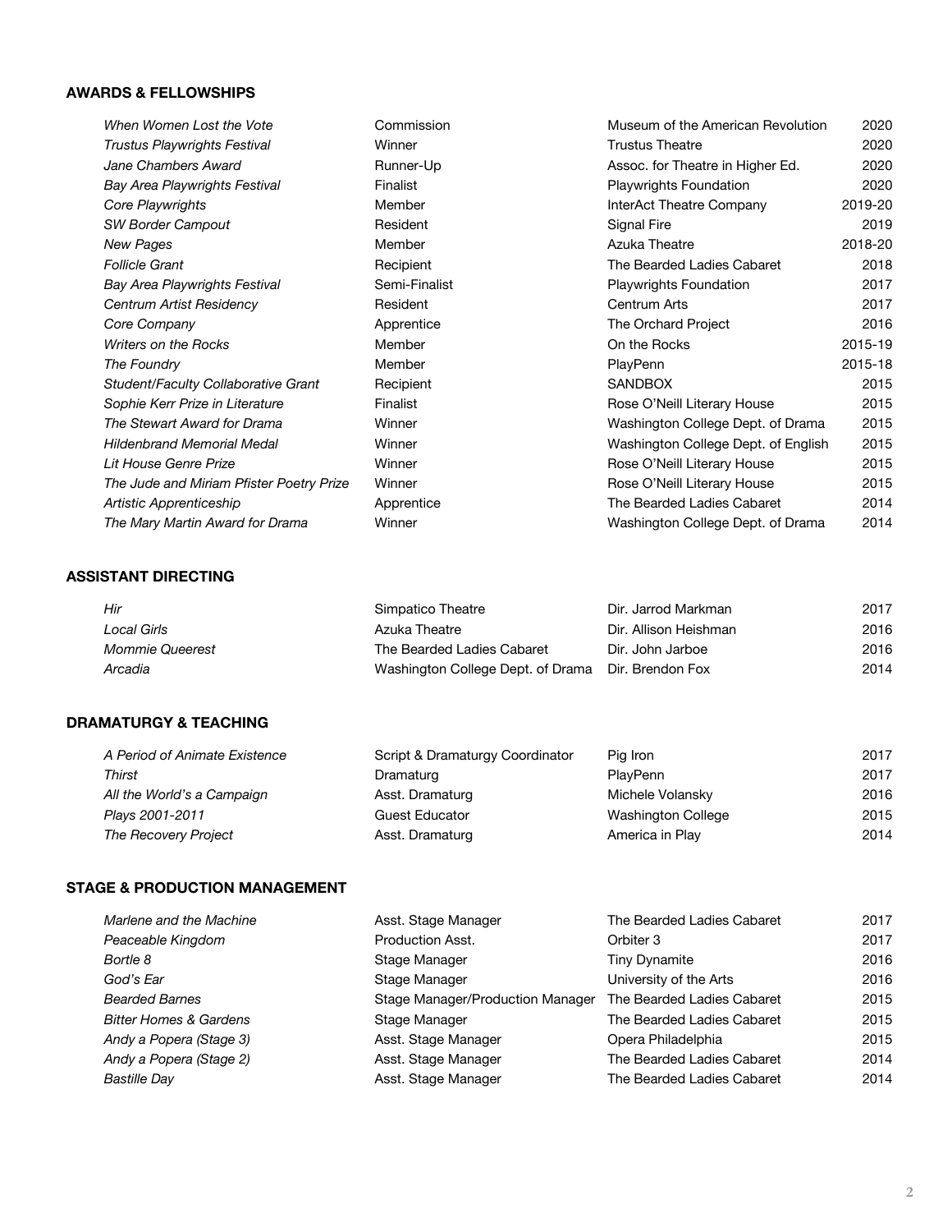## AWARDS & FELLOWSHIPS

| | | | |
|---|---|---|---|
| *When Women Lost the Vote* | Commission | Museum of the American Revolution | 2020 |
| *Trustus Playwrights Festival* | Winner | Trustus Theatre | 2020 |
| *Jane Chambers Award* | Runner-Up | Assoc. for Theatre in Higher Ed. | 2020 |
| *Bay Area Playwrights Festival* | Finalist | Playwrights Foundation | 2020 |
| *Core Playwrights* | Member | InterAct Theatre Company | 2019-20 |
| *SW Border Campout* | Resident | Signal Fire | 2019 |
| *New Pages* | Member | Azuka Theatre | 2018-20 |
| *Follicle Grant* | Recipient | The Bearded Ladies Cabaret | 2018 |
| *Bay Area Playwrights Festival* | Semi-Finalist | Playwrights Foundation | 2017 |
| *Centrum Artist Residency* | Resident | Centrum Arts | 2017 |
| *Core Company* | Apprentice | The Orchard Project | 2016 |
| *Writers on the Rocks* | Member | On the Rocks | 2015-19 |
| *The Foundry* | Member | PlayPenn | 2015-18 |
| *Student/Faculty Collaborative Grant* | Recipient | SANDBOX | 2015 |
| *Sophie Kerr Prize in Literature* | Finalist | Rose O'Neill Literary House | 2015 |
| *The Stewart Award for Drama* | Winner | Washington College Dept. of Drama | 2015 |
| *Hildenbrand Memorial Medal* | Winner | Washington College Dept. of English | 2015 |
| *Lit House Genre Prize* | Winner | Rose O'Neill Literary House | 2015 |
| *The Jude and Miriam Pfister Poetry Prize* | Winner | Rose O'Neill Literary House | 2015 |
| *Artistic Apprenticeship* | Apprentice | The Bearded Ladies Cabaret | 2014 |
| *The Mary Martin Award for Drama* | Winner | Washington College Dept. of Drama | 2014 |

## ASSISTANT DIRECTING

| | | | |
|---|---|---|---|
| *Hir* | Simpatico Theatre | Dir. Jarrod Markman | 2017 |
| *Local Girls* | Azuka Theatre | Dir. Allison Heishman | 2016 |
| *Mommie Queerest* | The Bearded Ladies Cabaret | Dir. John Jarboe | 2016 |
| *Arcadia* | Washington College Dept. of Drama | Dir. Brendon Fox | 2014 |

## DRAMATURGY & TEACHING

| | | | |
|---|---|---|---|
| *A Period of Animate Existence* | Script & Dramaturgy Coordinator | Pig Iron | 2017 |
| *Thirst* | Dramaturg | PlayPenn | 2017 |
| *All the World's a Campaign* | Asst. Dramaturg | Michele Volansky | 2016 |
| *Plays 2001-2011* | Guest Educator | Washington College | 2015 |
| *The Recovery Project* | Asst. Dramaturg | America in Play | 2014 |

## STAGE & PRODUCTION MANAGEMENT

| | | | |
|---|---|---|---|
| *Marlene and the Machine* | Asst. Stage Manager | The Bearded Ladies Cabaret | 2017 |
| *Peaceable Kingdom* | Production Asst. | Orbiter 3 | 2017 |
| *Bortle 8* | Stage Manager | Tiny Dynamite | 2016 |
| *God's Ear* | Stage Manager | University of the Arts | 2016 |
| *Bearded Barnes* | Stage Manager/Production Manager | The Bearded Ladies Cabaret | 2015 |
| *Bitter Homes & Gardens* | Stage Manager | The Bearded Ladies Cabaret | 2015 |
| *Andy a Popera (Stage 3)* | Asst. Stage Manager | Opera Philadelphia | 2015 |
| *Andy a Popera (Stage 2)* | Asst. Stage Manager | The Bearded Ladies Cabaret | 2014 |
| *Bastille Day* | Asst. Stage Manager | The Bearded Ladies Cabaret | 2014 |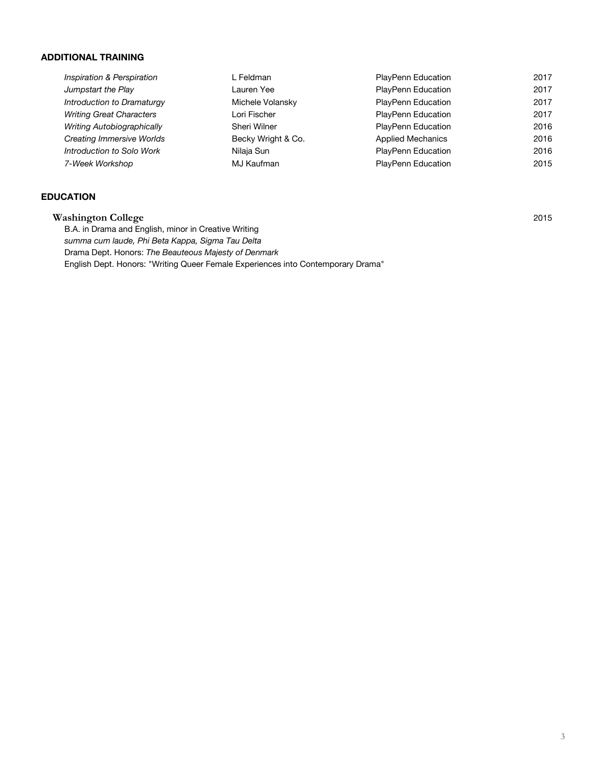## ADDITIONAL TRAINING

| | | | |
|---|---|---|---|
| *Inspiration & Perspiration* | L Feldman | PlayPenn Education | 2017 |
| *Jumpstart the Play* | Lauren Yee | PlayPenn Education | 2017 |
| *Introduction to Dramaturgy* | Michele Volansky | PlayPenn Education | 2017 |
| *Writing Great Characters* | Lori Fischer | PlayPenn Education | 2017 |
| *Writing Autobiographically* | Sheri Wilner | PlayPenn Education | 2016 |
| *Creating Immersive Worlds* | Becky Wright & Co. | Applied Mechanics | 2016 |
| *Introduction to Solo Work* | Nilaja Sun | PlayPenn Education | 2016 |
| *7-Week Workshop* | MJ Kaufman | PlayPenn Education | 2015 |

## EDUCATION

**Washington College** 2015

B.A. in Drama and English, minor in Creative Writing
*summa cum laude, Phi Beta Kappa, Sigma Tau Delta*
Drama Dept. Honors: *The Beauteous Majesty of Denmark*
English Dept. Honors: "Writing Queer Female Experiences into Contemporary Drama"